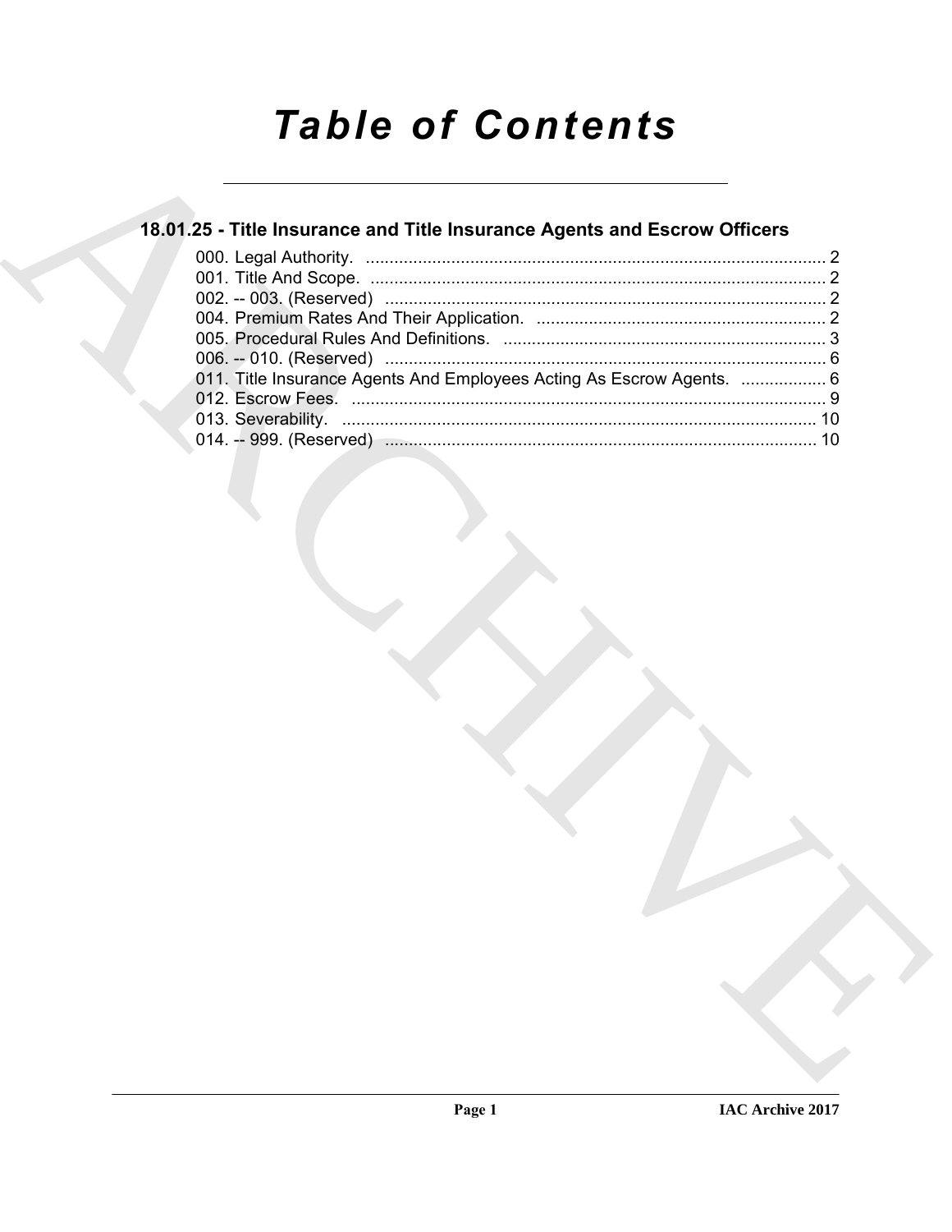# Table of Contents

## 18.01.25 - Title Insurance and Title Insurance Agents and Escrow Officers

000. Legal Authority. ........................................................................................ 2
001. Title And Scope. ........................................................................................ 2
002. -- 003. (Reserved) ........................................................................................ 2
004. Premium Rates And Their Application. ........................................................................................ 2
005. Procedural Rules And Definitions. ........................................................................................ 3
006. -- 010. (Reserved) ........................................................................................ 6
011. Title Insurance Agents And Employees Acting As Escrow Agents. .................. 6
012. Escrow Fees. ........................................................................................ 9
013. Severability. ........................................................................................ 10
014. -- 999. (Reserved) ........................................................................................ 10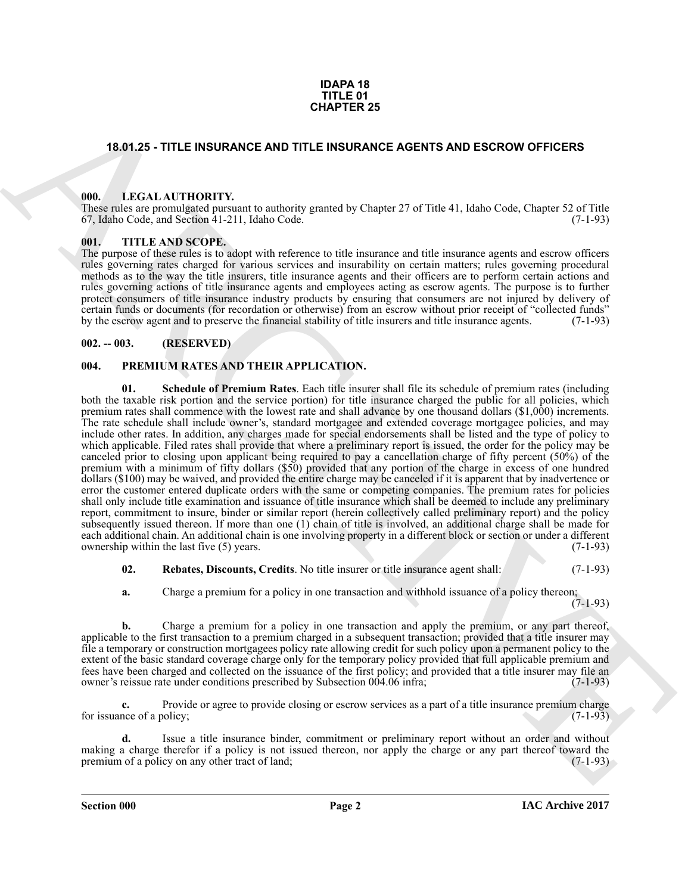# IDAPA 18
# TITLE 01
# CHAPTER 25

## 18.01.25 - TITLE INSURANCE AND TITLE INSURANCE AGENTS AND ESCROW OFFICERS

### 000. LEGAL AUTHORITY.

These rules are promulgated pursuant to authority granted by Chapter 27 of Title 41, Idaho Code, Chapter 52 of Title 67, Idaho Code, and Section 41-211, Idaho Code. (7-1-93)

### 001. TITLE AND SCOPE.

The purpose of these rules is to adopt with reference to title insurance and title insurance agents and escrow officers rules governing rates charged for various services and insurability on certain matters; rules governing procedural methods as to the way the title insurers, title insurance agents and their officers are to perform certain actions and rules governing actions of title insurance agents and employees acting as escrow agents. The purpose is to further protect consumers of title insurance industry products by ensuring that consumers are not injured by delivery of certain funds or documents (for recordation or otherwise) from an escrow without prior receipt of "collected funds" by the escrow agent and to preserve the financial stability of title insurers and title insurance agents. (7-1-93)

### 002. -- 003. (RESERVED)

### 004. PREMIUM RATES AND THEIR APPLICATION.

**01. Schedule of Premium Rates**. Each title insurer shall file its schedule of premium rates (including both the taxable risk portion and the service portion) for title insurance charged the public for all policies, which premium rates shall commence with the lowest rate and shall advance by one thousand dollars ($1,000) increments. The rate schedule shall include owner's, standard mortgagee and extended coverage mortgagee policies, and may include other rates. In addition, any charges made for special endorsements shall be listed and the type of policy to which applicable. Filed rates shall provide that where a preliminary report is issued, the order for the policy may be canceled prior to closing upon applicant being required to pay a cancellation charge of fifty percent (50%) of the premium with a minimum of fifty dollars ($50) provided that any portion of the charge in excess of one hundred dollars ($100) may be waived, and provided the entire charge may be canceled if it is apparent that by inadvertence or error the customer entered duplicate orders with the same or competing companies. The premium rates for policies shall only include title examination and issuance of title insurance which shall be deemed to include any preliminary report, commitment to insure, binder or similar report (herein collectively called preliminary report) and the policy subsequently issued thereon. If more than one (1) chain of title is involved, an additional charge shall be made for each additional chain. An additional chain is one involving property in a different block or section or under a different ownership within the last five (5) years. (7-1-93)

**02. Rebates, Discounts, Credits**. No title insurer or title insurance agent shall: (7-1-93)

**a.** Charge a premium for a policy in one transaction and withhold issuance of a policy thereon; (7-1-93)

**b.** Charge a premium for a policy in one transaction and apply the premium, or any part thereof, applicable to the first transaction to a premium charged in a subsequent transaction; provided that a title insurer may file a temporary or construction mortgagees policy rate allowing credit for such policy upon a permanent policy to the extent of the basic standard coverage charge only for the temporary policy provided that full applicable premium and fees have been charged and collected on the issuance of the first policy; and provided that a title insurer may file an owner's reissue rate under conditions prescribed by Subsection 004.06 infra; (7-1-93)

**c.** Provide or agree to provide closing or escrow services as a part of a title insurance premium charge for issuance of a policy; (7-1-93)

**d.** Issue a title insurance binder, commitment or preliminary report without an order and without making a charge therefor if a policy is not issued thereon, nor apply the charge or any part thereof toward the premium of a policy on any other tract of land; (7-1-93)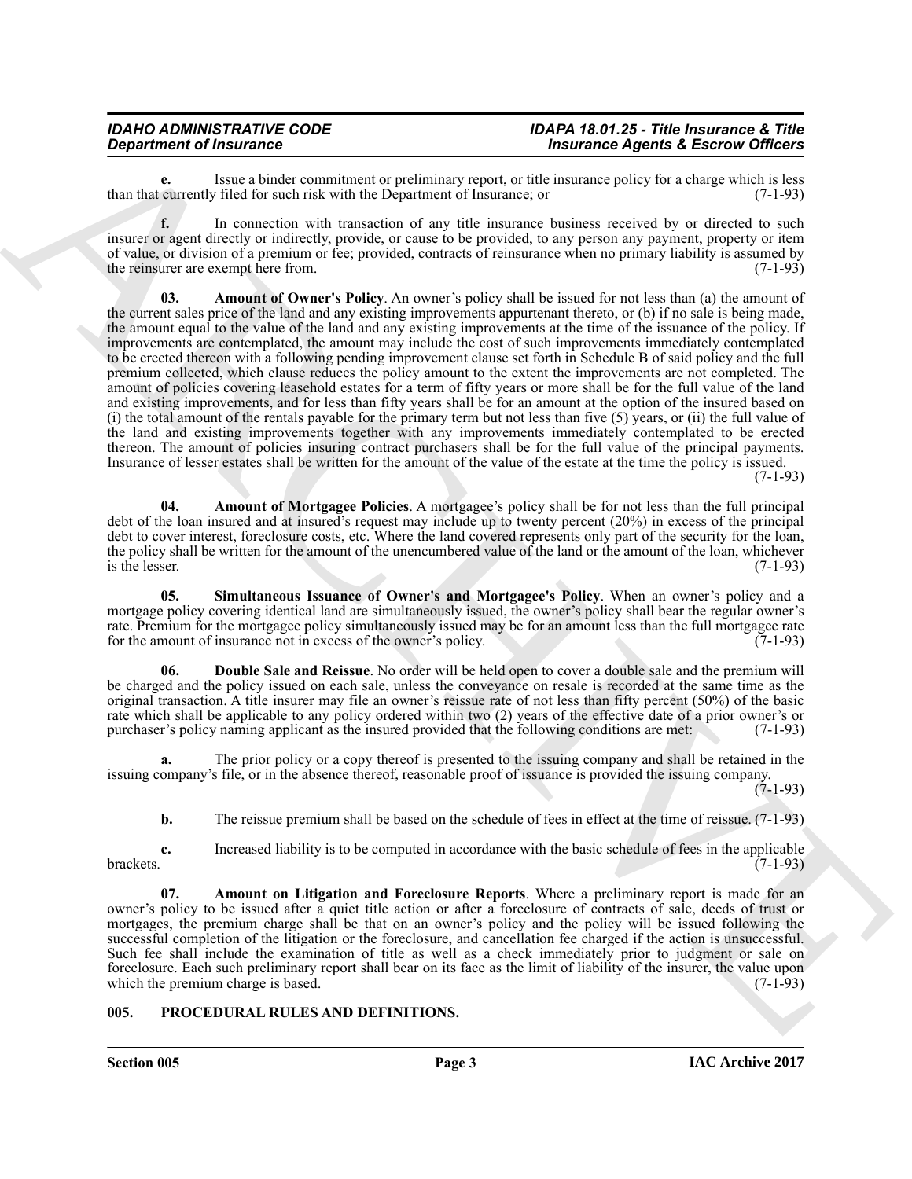**e.** Issue a binder commitment or preliminary report, or title insurance policy for a charge which is less than that currently filed for such risk with the Department of Insurance; or (7-1-93)

**f.** In connection with transaction of any title insurance business received by or directed to such insurer or agent directly or indirectly, provide, or cause to be provided, to any person any payment, property or item of value, or division of a premium or fee; provided, contracts of reinsurance when no primary liability is assumed by the reinsurer are exempt here from. (7-1-93)

**03. Amount of Owner's Policy**. An owner's policy shall be issued for not less than (a) the amount of the current sales price of the land and any existing improvements appurtenant thereto, or (b) if no sale is being made, the amount equal to the value of the land and any existing improvements at the time of the issuance of the policy. If improvements are contemplated, the amount may include the cost of such improvements immediately contemplated to be erected thereon with a following pending improvement clause set forth in Schedule B of said policy and the full premium collected, which clause reduces the policy amount to the extent the improvements are not completed. The amount of policies covering leasehold estates for a term of fifty years or more shall be for the full value of the land and existing improvements, and for less than fifty years shall be for an amount at the option of the insured based on (i) the total amount of the rentals payable for the primary term but not less than five (5) years, or (ii) the full value of the land and existing improvements together with any improvements immediately contemplated to be erected thereon. The amount of policies insuring contract purchasers shall be for the full value of the principal payments. Insurance of lesser estates shall be written for the amount of the value of the estate at the time the policy is issued. (7-1-93)

**04. Amount of Mortgagee Policies**. A mortgagee's policy shall be for not less than the full principal debt of the loan insured and at insured's request may include up to twenty percent (20%) in excess of the principal debt to cover interest, foreclosure costs, etc. Where the land covered represents only part of the security for the loan, the policy shall be written for the amount of the unencumbered value of the land or the amount of the loan, whichever is the lesser. (7-1-93)

**05. Simultaneous Issuance of Owner's and Mortgagee's Policy**. When an owner's policy and a mortgage policy covering identical land are simultaneously issued, the owner's policy shall bear the regular owner's rate. Premium for the mortgagee policy simultaneously issued may be for an amount less than the full mortgagee rate for the amount of insurance not in excess of the owner's policy. (7-1-93)

**06. Double Sale and Reissue**. No order will be held open to cover a double sale and the premium will be charged and the policy issued on each sale, unless the conveyance on resale is recorded at the same time as the original transaction. A title insurer may file an owner's reissue rate of not less than fifty percent (50%) of the basic rate which shall be applicable to any policy ordered within two (2) years of the effective date of a prior owner's or purchaser's policy naming applicant as the insured provided that the following conditions are met: (7-1-93)

**a.** The prior policy or a copy thereof is presented to the issuing company and shall be retained in the issuing company's file, or in the absence thereof, reasonable proof of issuance is provided the issuing company. (7-1-93)

**b.** The reissue premium shall be based on the schedule of fees in effect at the time of reissue. (7-1-93)

**c.** Increased liability is to be computed in accordance with the basic schedule of fees in the applicable brackets. (7-1-93)

**07. Amount on Litigation and Foreclosure Reports**. Where a preliminary report is made for an owner's policy to be issued after a quiet title action or after a foreclosure of contracts of sale, deeds of trust or mortgages, the premium charge shall be that on an owner's policy and the policy will be issued following the successful completion of the litigation or the foreclosure, and cancellation fee charged if the action is unsuccessful. Such fee shall include the examination of title as well as a check immediately prior to judgment or sale on foreclosure. Each such preliminary report shall bear on its face as the limit of liability of the insurer, the value upon which the premium charge is based. (7-1-93)

## 005. PROCEDURAL RULES AND DEFINITIONS.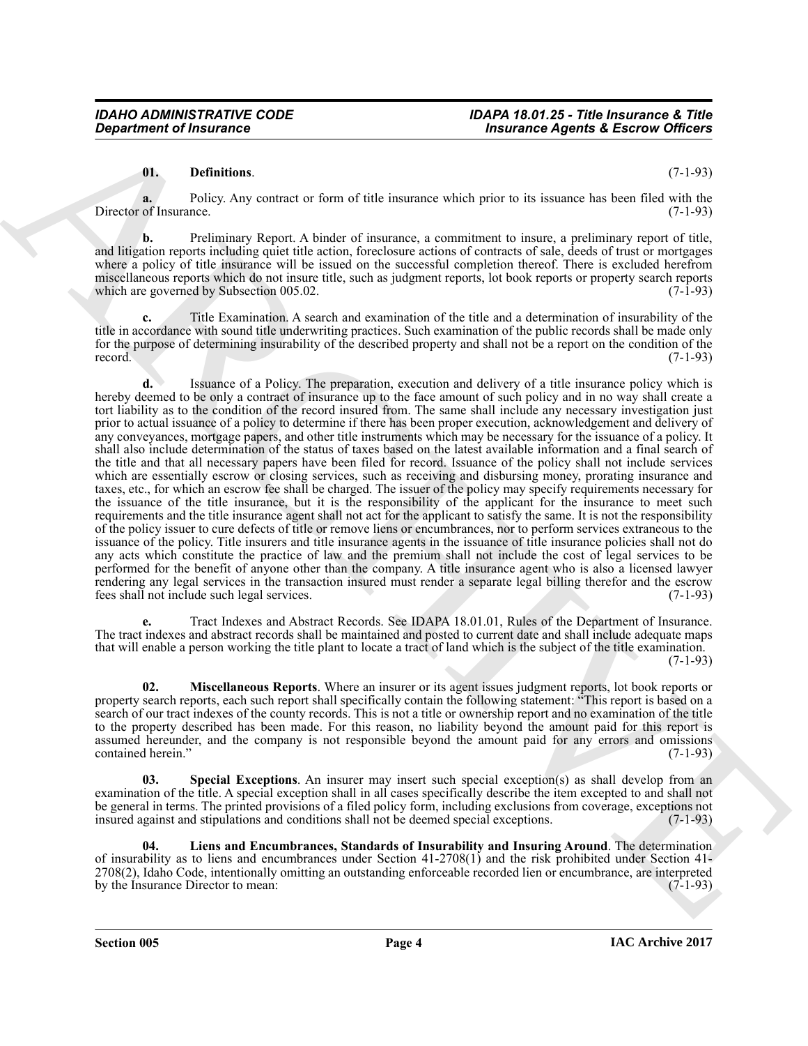**01. Definitions**. (7-1-93)

**a.** Policy. Any contract or form of title insurance which prior to its issuance has been filed with the Director of Insurance. (7-1-93)

**b.** Preliminary Report. A binder of insurance, a commitment to insure, a preliminary report of title, and litigation reports including quiet title action, foreclosure actions of contracts of sale, deeds of trust or mortgages where a policy of title insurance will be issued on the successful completion thereof. There is excluded herefrom miscellaneous reports which do not insure title, such as judgment reports, lot book reports or property search reports which are governed by Subsection 005.02. (7-1-93)

**c.** Title Examination. A search and examination of the title and a determination of insurability of the title in accordance with sound title underwriting practices. Such examination of the public records shall be made only for the purpose of determining insurability of the described property and shall not be a report on the condition of the record. (7-1-93)

**d.** Issuance of a Policy. The preparation, execution and delivery of a title insurance policy which is hereby deemed to be only a contract of insurance up to the face amount of such policy and in no way shall create a tort liability as to the condition of the record insured from. The same shall include any necessary investigation just prior to actual issuance of a policy to determine if there has been proper execution, acknowledgement and delivery of any conveyances, mortgage papers, and other title instruments which may be necessary for the issuance of a policy. It shall also include determination of the status of taxes based on the latest available information and a final search of the title and that all necessary papers have been filed for record. Issuance of the policy shall not include services which are essentially escrow or closing services, such as receiving and disbursing money, prorating insurance and taxes, etc., for which an escrow fee shall be charged. The issuer of the policy may specify requirements necessary for the issuance of the title insurance, but it is the responsibility of the applicant for the insurance to meet such requirements and the title insurance agent shall not act for the applicant to satisfy the same. It is not the responsibility of the policy issuer to cure defects of title or remove liens or encumbrances, nor to perform services extraneous to the issuance of the policy. Title insurers and title insurance agents in the issuance of title insurance policies shall not do any acts which constitute the practice of law and the premium shall not include the cost of legal services to be performed for the benefit of anyone other than the company. A title insurance agent who is also a licensed lawyer rendering any legal services in the transaction insured must render a separate legal billing therefor and the escrow fees shall not include such legal services. (7-1-93)

**e.** Tract Indexes and Abstract Records. See IDAPA 18.01.01, Rules of the Department of Insurance. The tract indexes and abstract records shall be maintained and posted to current date and shall include adequate maps that will enable a person working the title plant to locate a tract of land which is the subject of the title examination. (7-1-93)

**02. Miscellaneous Reports**. Where an insurer or its agent issues judgment reports, lot book reports or property search reports, each such report shall specifically contain the following statement: "This report is based on a search of our tract indexes of the county records. This is not a title or ownership report and no examination of the title to the property described has been made. For this reason, no liability beyond the amount paid for this report is assumed hereunder, and the company is not responsible beyond the amount paid for any errors and omissions contained herein." (7-1-93)

**03. Special Exceptions**. An insurer may insert such special exception(s) as shall develop from an examination of the title. A special exception shall in all cases specifically describe the item excepted to and shall not be general in terms. The printed provisions of a filed policy form, including exclusions from coverage, exceptions not insured against and stipulations and conditions shall not be deemed special exceptions. (7-1-93)

**04. Liens and Encumbrances, Standards of Insurability and Insuring Around**. The determination of insurability as to liens and encumbrances under Section 41-2708(1) and the risk prohibited under Section 41-2708(2), Idaho Code, intentionally omitting an outstanding enforceable recorded lien or encumbrance, are interpreted by the Insurance Director to mean: (7-1-93)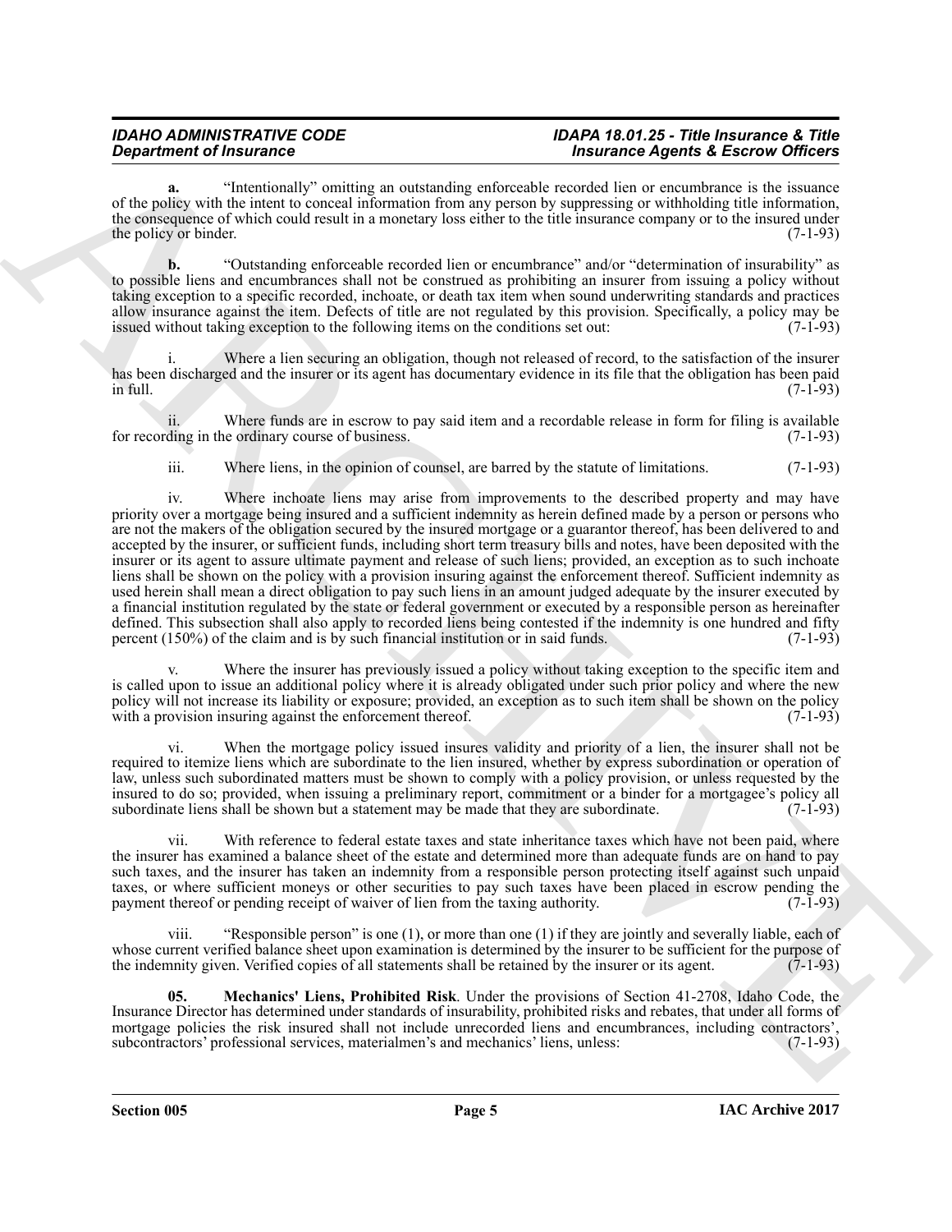**a.** "Intentionally" omitting an outstanding enforceable recorded lien or encumbrance is the issuance of the policy with the intent to conceal information from any person by suppressing or withholding title information, the consequence of which could result in a monetary loss either to the title insurance company or to the insured under the policy or binder. (7-1-93)

**b.** "Outstanding enforceable recorded lien or encumbrance" and/or "determination of insurability" as to possible liens and encumbrances shall not be construed as prohibiting an insurer from issuing a policy without taking exception to a specific recorded, inchoate, or death tax item when sound underwriting standards and practices allow insurance against the item. Defects of title are not regulated by this provision. Specifically, a policy may be issued without taking exception to the following items on the conditions set out: (7-1-93)

i. Where a lien securing an obligation, though not released of record, to the satisfaction of the insurer has been discharged and the insurer or its agent has documentary evidence in its file that the obligation has been paid in full. (7-1-93)

ii. Where funds are in escrow to pay said item and a recordable release in form for filing is available for recording in the ordinary course of business. (7-1-93)

iii. Where liens, in the opinion of counsel, are barred by the statute of limitations. (7-1-93)

iv. Where inchoate liens may arise from improvements to the described property and may have priority over a mortgage being insured and a sufficient indemnity as herein defined made by a person or persons who are not the makers of the obligation secured by the insured mortgage or a guarantor thereof, has been delivered to and accepted by the insurer, or sufficient funds, including short term treasury bills and notes, have been deposited with the insurer or its agent to assure ultimate payment and release of such liens; provided, an exception as to such inchoate liens shall be shown on the policy with a provision insuring against the enforcement thereof. Sufficient indemnity as used herein shall mean a direct obligation to pay such liens in an amount judged adequate by the insurer executed by a financial institution regulated by the state or federal government or executed by a responsible person as hereinafter defined. This subsection shall also apply to recorded liens being contested if the indemnity is one hundred and fifty percent (150%) of the claim and is by such financial institution or in said funds. (7-1-93)

v. Where the insurer has previously issued a policy without taking exception to the specific item and is called upon to issue an additional policy where it is already obligated under such prior policy and where the new policy will not increase its liability or exposure; provided, an exception as to such item shall be shown on the policy with a provision insuring against the enforcement thereof. (7-1-93)

vi. When the mortgage policy issued insures validity and priority of a lien, the insurer shall not be required to itemize liens which are subordinate to the lien insured, whether by express subordination or operation of law, unless such subordinated matters must be shown to comply with a policy provision, or unless requested by the insured to do so; provided, when issuing a preliminary report, commitment or a binder for a mortgagee's policy all subordinate liens shall be shown but a statement may be made that they are subordinate. (7-1-93)

vii. With reference to federal estate taxes and state inheritance taxes which have not been paid, where the insurer has examined a balance sheet of the estate and determined more than adequate funds are on hand to pay such taxes, and the insurer has taken an indemnity from a responsible person protecting itself against such unpaid taxes, or where sufficient moneys or other securities to pay such taxes have been placed in escrow pending the payment thereof or pending receipt of waiver of lien from the taxing authority. (7-1-93)

viii. "Responsible person" is one (1), or more than one (1) if they are jointly and severally liable, each of whose current verified balance sheet upon examination is determined by the insurer to be sufficient for the purpose of the indemnity given. Verified copies of all statements shall be retained by the insurer or its agent. (7-1-93)

**05. Mechanics' Liens, Prohibited Risk**. Under the provisions of Section 41-2708, Idaho Code, the Insurance Director has determined under standards of insurability, prohibited risks and rebates, that under all forms of mortgage policies the risk insured shall not include unrecorded liens and encumbrances, including contractors', subcontractors' professional services, materialmen's and mechanics' liens, unless: (7-1-93)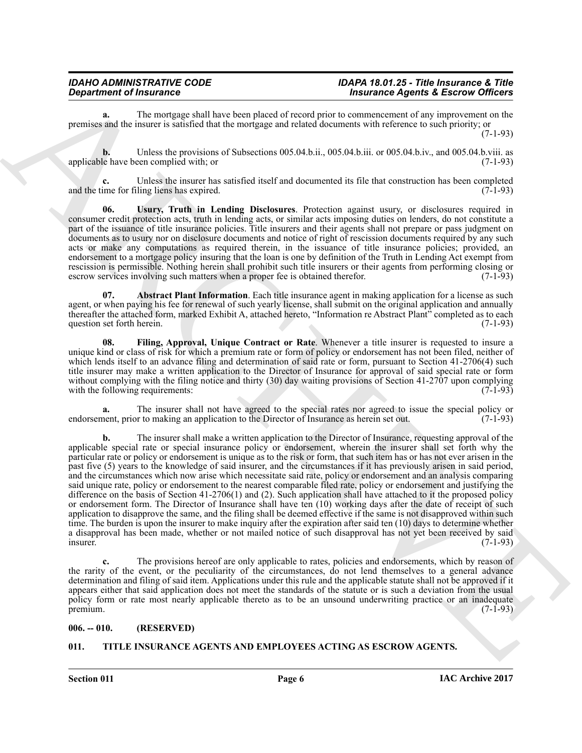**a.** The mortgage shall have been placed of record prior to commencement of any improvement on the premises and the insurer is satisfied that the mortgage and related documents with reference to such priority; or (7-1-93)

**b.** Unless the provisions of Subsections 005.04.b.ii., 005.04.b.iii. or 005.04.b.iv., and 005.04.b.viii. as applicable have been complied with; or (7-1-93)

**c.** Unless the insurer has satisfied itself and documented its file that construction has been completed and the time for filing liens has expired. (7-1-93)

**06. Usury, Truth in Lending Disclosures**. Protection against usury, or disclosures required in consumer credit protection acts, truth in lending acts, or similar acts imposing duties on lenders, do not constitute a part of the issuance of title insurance policies. Title insurers and their agents shall not prepare or pass judgment on documents as to usury nor on disclosure documents and notice of right of rescission documents required by any such acts or make any computations as required therein, in the issuance of title insurance policies; provided, an endorsement to a mortgage policy insuring that the loan is one by definition of the Truth in Lending Act exempt from rescission is permissible. Nothing herein shall prohibit such title insurers or their agents from performing closing or escrow services involving such matters when a proper fee is obtained therefor. (7-1-93)

**07. Abstract Plant Information**. Each title insurance agent in making application for a license as such agent, or when paying his fee for renewal of such yearly license, shall submit on the original application and annually thereafter the attached form, marked Exhibit A, attached hereto, "Information re Abstract Plant" completed as to each question set forth herein. (7-1-93)

**08. Filing, Approval, Unique Contract or Rate**. Whenever a title insurer is requested to insure a unique kind or class of risk for which a premium rate or form of policy or endorsement has not been filed, neither of which lends itself to an advance filing and determination of said rate or form, pursuant to Section 41-2706(4) such title insurer may make a written application to the Director of Insurance for approval of said special rate or form without complying with the filing notice and thirty (30) day waiting provisions of Section 41-2707 upon complying with the following requirements: (7-1-93)

**a.** The insurer shall not have agreed to the special rates nor agreed to issue the special policy or endorsement, prior to making an application to the Director of Insurance as herein set out. (7-1-93)

**b.** The insurer shall make a written application to the Director of Insurance, requesting approval of the applicable special rate or special insurance policy or endorsement, wherein the insurer shall set forth why the particular rate or policy or endorsement is unique as to the risk or form, that such item has or has not ever arisen in the past five (5) years to the knowledge of said insurer, and the circumstances if it has previously arisen in said period, and the circumstances which now arise which necessitate said rate, policy or endorsement and an analysis comparing said unique rate, policy or endorsement to the nearest comparable filed rate, policy or endorsement and justifying the difference on the basis of Section 41-2706(1) and (2). Such application shall have attached to it the proposed policy or endorsement form. The Director of Insurance shall have ten (10) working days after the date of receipt of such application to disapprove the same, and the filing shall be deemed effective if the same is not disapproved within such time. The burden is upon the insurer to make inquiry after the expiration after said ten (10) days to determine whether a disapproval has been made, whether or not mailed notice of such disapproval has not yet been received by said insurer. (7-1-93)

**c.** The provisions hereof are only applicable to rates, policies and endorsements, which by reason of the rarity of the event, or the peculiarity of the circumstances, do not lend themselves to a general advance determination and filing of said item. Applications under this rule and the applicable statute shall not be approved if it appears either that said application does not meet the standards of the statute or is such a deviation from the usual policy form or rate most nearly applicable thereto as to be an unsound underwriting practice or an inadequate premium. (7-1-93)

### 006. -- 010. (RESERVED)

### 011. TITLE INSURANCE AGENTS AND EMPLOYEES ACTING AS ESCROW AGENTS.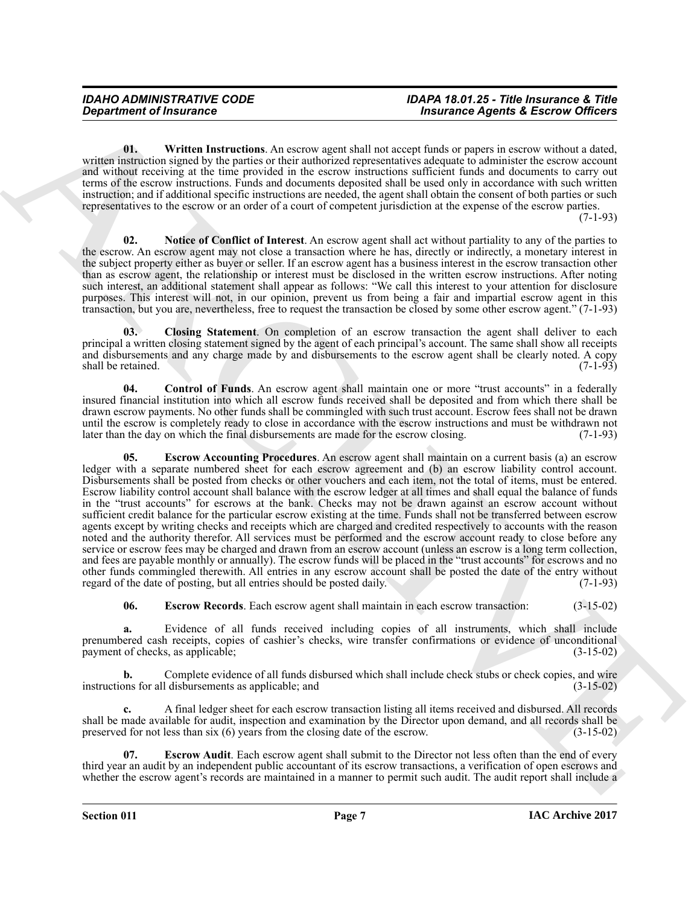**01. Written Instructions**. An escrow agent shall not accept funds or papers in escrow without a dated, written instruction signed by the parties or their authorized representatives adequate to administer the escrow account and without receiving at the time provided in the escrow instructions sufficient funds and documents to carry out terms of the escrow instructions. Funds and documents deposited shall be used only in accordance with such written instruction; and if additional specific instructions are needed, the agent shall obtain the consent of both parties or such representatives to the escrow or an order of a court of competent jurisdiction at the expense of the escrow parties. (7-1-93)

**02. Notice of Conflict of Interest**. An escrow agent shall act without partiality to any of the parties to the escrow. An escrow agent may not close a transaction where he has, directly or indirectly, a monetary interest in the subject property either as buyer or seller. If an escrow agent has a business interest in the escrow transaction other than as escrow agent, the relationship or interest must be disclosed in the written escrow instructions. After noting such interest, an additional statement shall appear as follows: "We call this interest to your attention for disclosure purposes. This interest will not, in our opinion, prevent us from being a fair and impartial escrow agent in this transaction, but you are, nevertheless, free to request the transaction be closed by some other escrow agent." (7-1-93)

**03. Closing Statement**. On completion of an escrow transaction the agent shall deliver to each principal a written closing statement signed by the agent of each principal's account. The same shall show all receipts and disbursements and any charge made by and disbursements to the escrow agent shall be clearly noted. A copy shall be retained. (7-1-93)

**04. Control of Funds**. An escrow agent shall maintain one or more "trust accounts" in a federally insured financial institution into which all escrow funds received shall be deposited and from which there shall be drawn escrow payments. No other funds shall be commingled with such trust account. Escrow fees shall not be drawn until the escrow is completely ready to close in accordance with the escrow instructions and must be withdrawn not later than the day on which the final disbursements are made for the escrow closing. (7-1-93)

**05. Escrow Accounting Procedures**. An escrow agent shall maintain on a current basis (a) an escrow ledger with a separate numbered sheet for each escrow agreement and (b) an escrow liability control account. Disbursements shall be posted from checks or other vouchers and each item, not the total of items, must be entered. Escrow liability control account shall balance with the escrow ledger at all times and shall equal the balance of funds in the "trust accounts" for escrows at the bank. Checks may not be drawn against an escrow account without sufficient credit balance for the particular escrow existing at the time. Funds shall not be transferred between escrow agents except by writing checks and receipts which are charged and credited respectively to accounts with the reason noted and the authority therefor. All services must be performed and the escrow account ready to close before any service or escrow fees may be charged and drawn from an escrow account (unless an escrow is a long term collection, and fees are payable monthly or annually). The escrow funds will be placed in the "trust accounts" for escrows and no other funds commingled therewith. All entries in any escrow account shall be posted the date of the entry without regard of the date of posting, but all entries should be posted daily. (7-1-93)

**06. Escrow Records**. Each escrow agent shall maintain in each escrow transaction: (3-15-02)

**a.** Evidence of all funds received including copies of all instruments, which shall include prenumbered cash receipts, copies of cashier's checks, wire transfer confirmations or evidence of unconditional payment of checks, as applicable; (3-15-02)

**b.** Complete evidence of all funds disbursed which shall include check stubs or check copies, and wire instructions for all disbursements as applicable; and (3-15-02)

**c.** A final ledger sheet for each escrow transaction listing all items received and disbursed. All records shall be made available for audit, inspection and examination by the Director upon demand, and all records shall be preserved for not less than six (6) years from the closing date of the escrow. (3-15-02)

**07. Escrow Audit**. Each escrow agent shall submit to the Director not less often than the end of every third year an audit by an independent public accountant of its escrow transactions, a verification of open escrows and whether the escrow agent's records are maintained in a manner to permit such audit. The audit report shall include a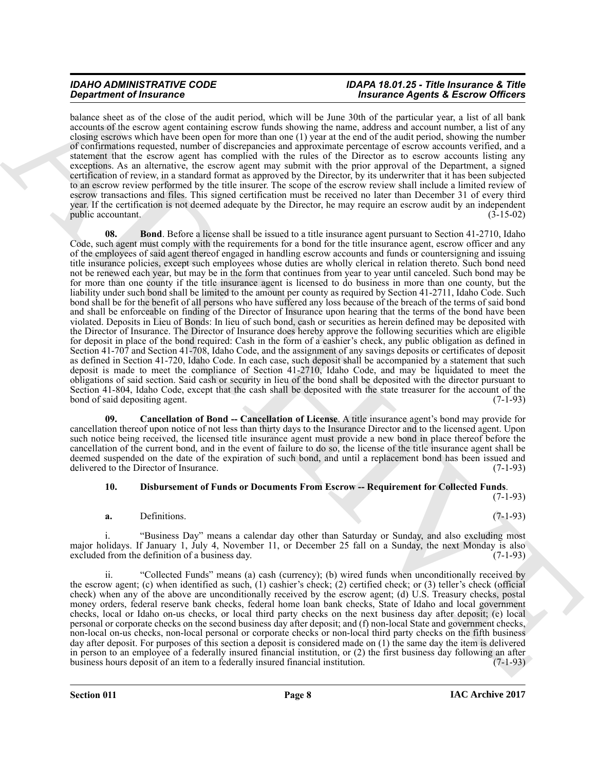balance sheet as of the close of the audit period, which will be June 30th of the particular year, a list of all bank accounts of the escrow agent containing escrow funds showing the name, address and account number, a list of any closing escrows which have been open for more than one (1) year at the end of the audit period, showing the number of confirmations requested, number of discrepancies and approximate percentage of escrow accounts verified, and a statement that the escrow agent has complied with the rules of the Director as to escrow accounts listing any exceptions. As an alternative, the escrow agent may submit with the prior approval of the Department, a signed certification of review, in a standard format as approved by the Director, by its underwriter that it has been subjected to an escrow review performed by the title insurer. The scope of the escrow review shall include a limited review of escrow transactions and files. This signed certification must be received no later than December 31 of every third year. If the certification is not deemed adequate by the Director, he may require an escrow audit by an independent public accountant. (3-15-02)

**08. Bond**. Before a license shall be issued to a title insurance agent pursuant to Section 41-2710, Idaho Code, such agent must comply with the requirements for a bond for the title insurance agent, escrow officer and any of the employees of said agent thereof engaged in handling escrow accounts and funds or countersigning and issuing title insurance policies, except such employees whose duties are wholly clerical in relation thereto. Such bond need not be renewed each year, but may be in the form that continues from year to year until canceled. Such bond may be for more than one county if the title insurance agent is licensed to do business in more than one county, but the liability under such bond shall be limited to the amount per county as required by Section 41-2711, Idaho Code. Such bond shall be for the benefit of all persons who have suffered any loss because of the breach of the terms of said bond and shall be enforceable on finding of the Director of Insurance upon hearing that the terms of the bond have been violated. Deposits in Lieu of Bonds: In lieu of such bond, cash or securities as herein defined may be deposited with the Director of Insurance. The Director of Insurance does hereby approve the following securities which are eligible for deposit in place of the bond required: Cash in the form of a cashier's check, any public obligation as defined in Section 41-707 and Section 41-708, Idaho Code, and the assignment of any savings deposits or certificates of deposit as defined in Section 41-720, Idaho Code. In each case, such deposit shall be accompanied by a statement that such deposit is made to meet the compliance of Section 41-2710, Idaho Code, and may be liquidated to meet the obligations of said section. Said cash or security in lieu of the bond shall be deposited with the director pursuant to Section 41-804, Idaho Code, except that the cash shall be deposited with the state treasurer for the account of the bond of said depositing agent. (7-1-93)

**09. Cancellation of Bond -- Cancellation of License**. A title insurance agent's bond may provide for cancellation thereof upon notice of not less than thirty days to the Insurance Director and to the licensed agent. Upon such notice being received, the licensed title insurance agent must provide a new bond in place thereof before the cancellation of the current bond, and in the event of failure to do so, the license of the title insurance agent shall be deemed suspended on the date of the expiration of such bond, and until a replacement bond has been issued and delivered to the Director of Insurance. (7-1-93)

**10. Disbursement of Funds or Documents From Escrow -- Requirement for Collected Funds**. (7-1-93)

**a.** Definitions. (7-1-93)

i. "Business Day" means a calendar day other than Saturday or Sunday, and also excluding most major holidays. If January 1, July 4, November 11, or December 25 fall on a Sunday, the next Monday is also excluded from the definition of a business day. (7-1-93)

ii. "Collected Funds" means (a) cash (currency); (b) wired funds when unconditionally received by the escrow agent; (c) when identified as such, (1) cashier's check; (2) certified check; or (3) teller's check (official check) when any of the above are unconditionally received by the escrow agent; (d) U.S. Treasury checks, postal money orders, federal reserve bank checks, federal home loan bank checks, State of Idaho and local government checks, local or Idaho on-us checks, or local third party checks on the next business day after deposit; (e) local personal or corporate checks on the second business day after deposit; and (f) non-local State and government checks, non-local on-us checks, non-local personal or corporate checks or non-local third party checks on the fifth business day after deposit. For purposes of this section a deposit is considered made on (1) the same day the item is delivered in person to an employee of a federally insured financial institution, or (2) the first business day following an after business hours deposit of an item to a federally insured financial institution. (7-1-93)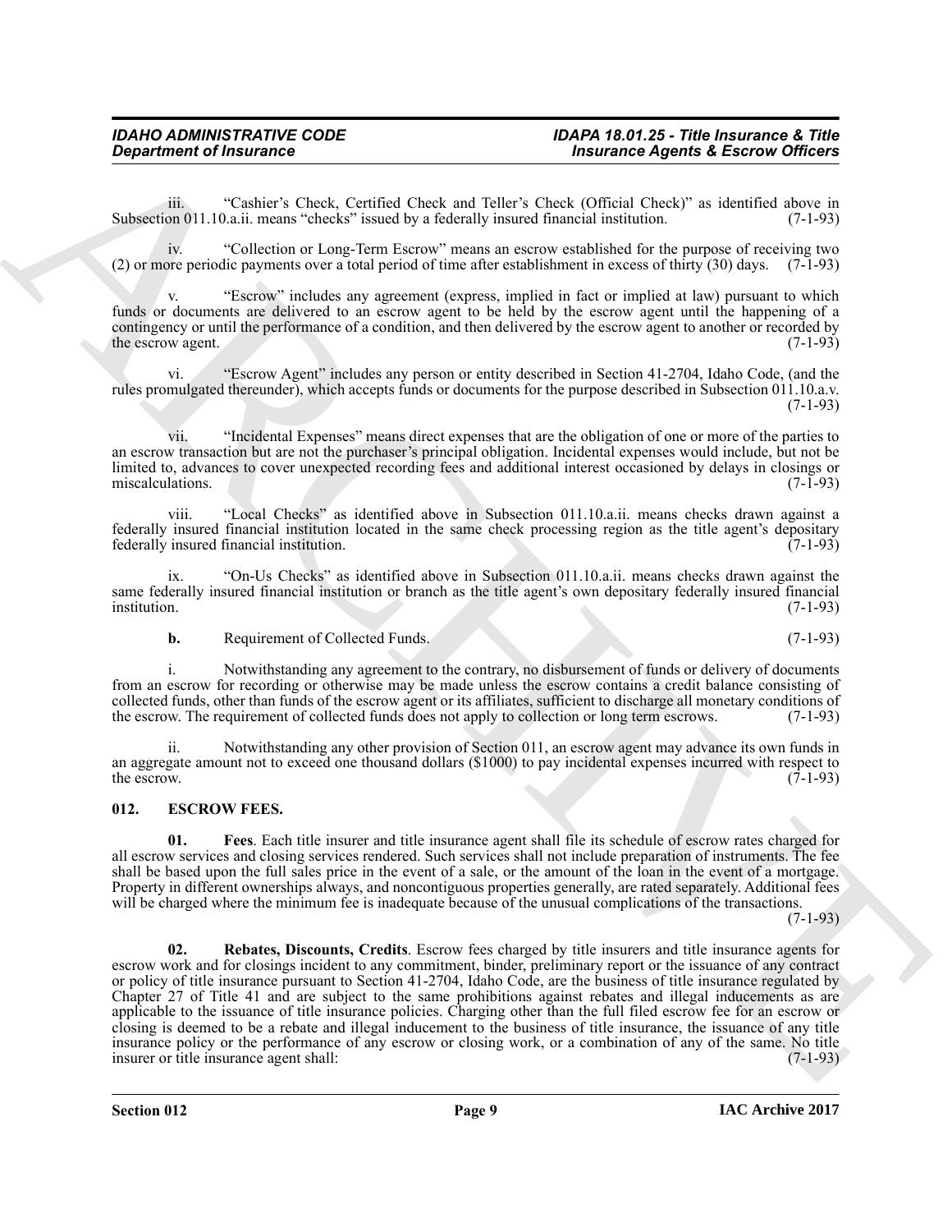iii. "Cashier's Check, Certified Check and Teller's Check (Official Check)" as identified above in Subsection 011.10.a.ii. means "checks" issued by a federally insured financial institution. (7-1-93)

iv. "Collection or Long-Term Escrow" means an escrow established for the purpose of receiving two (2) or more periodic payments over a total period of time after establishment in excess of thirty (30) days. (7-1-93)

v. "Escrow" includes any agreement (express, implied in fact or implied at law) pursuant to which funds or documents are delivered to an escrow agent to be held by the escrow agent until the happening of a contingency or until the performance of a condition, and then delivered by the escrow agent to another or recorded by the escrow agent. (7-1-93)

vi. "Escrow Agent" includes any person or entity described in Section 41-2704, Idaho Code, (and the rules promulgated thereunder), which accepts funds or documents for the purpose described in Subsection 011.10.a.v. (7-1-93)

vii. "Incidental Expenses" means direct expenses that are the obligation of one or more of the parties to an escrow transaction but are not the purchaser's principal obligation. Incidental expenses would include, but not be limited to, advances to cover unexpected recording fees and additional interest occasioned by delays in closings or miscalculations. (7-1-93)

viii. "Local Checks" as identified above in Subsection 011.10.a.ii. means checks drawn against a federally insured financial institution located in the same check processing region as the title agent's depositary federally insured financial institution. (7-1-93)

ix. "On-Us Checks" as identified above in Subsection 011.10.a.ii. means checks drawn against the same federally insured financial institution or branch as the title agent's own depositary federally insured financial institution. (7-1-93)

**b.** Requirement of Collected Funds. (7-1-93)

i. Notwithstanding any agreement to the contrary, no disbursement of funds or delivery of documents from an escrow for recording or otherwise may be made unless the escrow contains a credit balance consisting of collected funds, other than funds of the escrow agent or its affiliates, sufficient to discharge all monetary conditions of the escrow. The requirement of collected funds does not apply to collection or long term escrows. (7-1-93)

ii. Notwithstanding any other provision of Section 011, an escrow agent may advance its own funds in an aggregate amount not to exceed one thousand dollars ($1000) to pay incidental expenses incurred with respect to the escrow. (7-1-93)

## 012. ESCROW FEES.

**01. Fees**. Each title insurer and title insurance agent shall file its schedule of escrow rates charged for all escrow services and closing services rendered. Such services shall not include preparation of instruments. The fee shall be based upon the full sales price in the event of a sale, or the amount of the loan in the event of a mortgage. Property in different ownerships always, and noncontiguous properties generally, are rated separately. Additional fees will be charged where the minimum fee is inadequate because of the unusual complications of the transactions. (7-1-93)

**02. Rebates, Discounts, Credits**. Escrow fees charged by title insurers and title insurance agents for escrow work and for closings incident to any commitment, binder, preliminary report or the issuance of any contract or policy of title insurance pursuant to Section 41-2704, Idaho Code, are the business of title insurance regulated by Chapter 27 of Title 41 and are subject to the same prohibitions against rebates and illegal inducements as are applicable to the issuance of title insurance policies. Charging other than the full filed escrow fee for an escrow or closing is deemed to be a rebate and illegal inducement to the business of title insurance, the issuance of any title insurance policy or the performance of any escrow or closing work, or a combination of any of the same. No title insurer or title insurance agent shall: (7-1-93)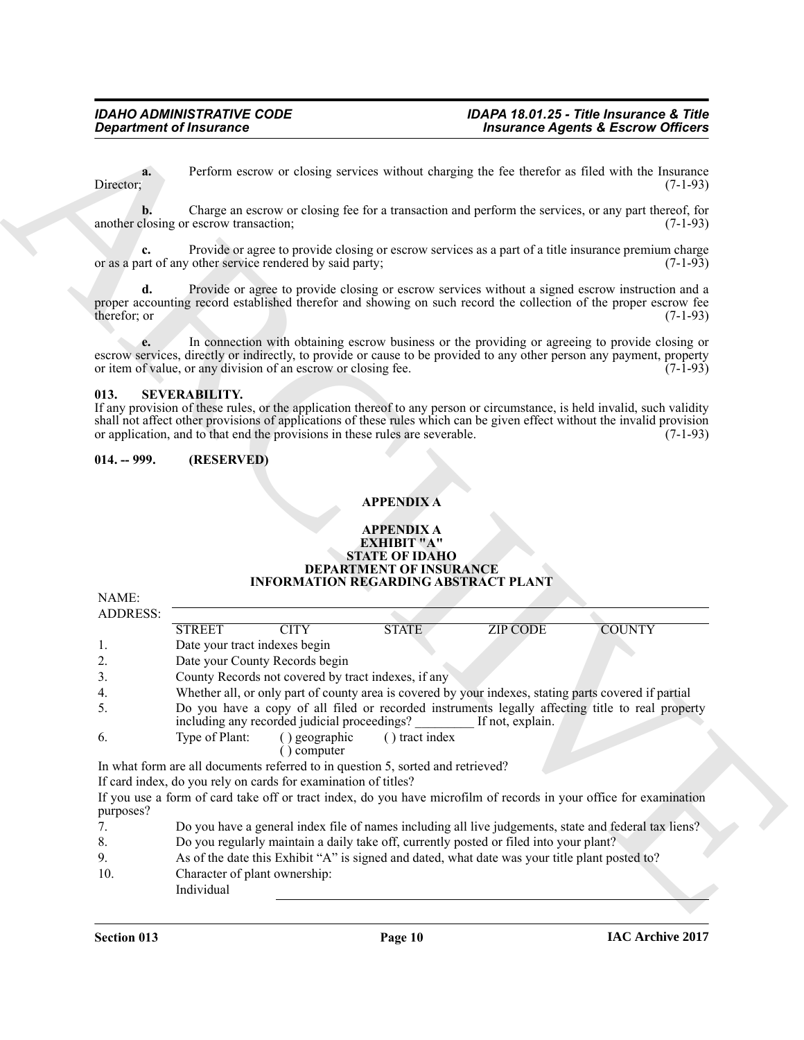**a.** Perform escrow or closing services without charging the fee therefor as filed with the Insurance Director; (7-1-93)

**b.** Charge an escrow or closing fee for a transaction and perform the services, or any part thereof, for another closing or escrow transaction; (7-1-93)

**c.** Provide or agree to provide closing or escrow services as a part of a title insurance premium charge or as a part of any other service rendered by said party; (7-1-93)

**d.** Provide or agree to provide closing or escrow services without a signed escrow instruction and a proper accounting record established therefor and showing on such record the collection of the proper escrow fee therefor; or (7-1-93)

**e.** In connection with obtaining escrow business or the providing or agreeing to provide closing or escrow services, directly or indirectly, to provide or cause to be provided to any other person any payment, property or item of value, or any division of an escrow or closing fee. (7-1-93)

## 013. SEVERABILITY.

If any provision of these rules, or the application thereof to any person or circumstance, is held invalid, such validity shall not affect other provisions of applications of these rules which can be given effect without the invalid provision or application, and to that end the provisions in these rules are severable. (7-1-93)

## 014. -- 999. (RESERVED)

### APPENDIX A

**APPENDIX A**
**EXHIBIT "A"**
**STATE OF IDAHO**
**DEPARTMENT OF INSURANCE**
**INFORMATION REGARDING ABSTRACT PLANT**

NAME: ______________________________

ADDRESS: ______________________________

STREET CITY STATE ZIP CODE COUNTY

1. Date your tract indexes begin
2. Date your County Records begin
3. County Records not covered by tract indexes, if any
4. Whether all, or only part of county area is covered by your indexes, stating parts covered if partial
5. Do you have a copy of all filed or recorded instruments legally affecting title to real property including any recorded judicial proceedings? _________ If not, explain.
6. Type of Plant: ( ) geographic ( ) tract index ( ) computer

In what form are all documents referred to in question 5, sorted and retrieved?

If card index, do you rely on cards for examination of titles?

If you use a form of card take off or tract index, do you have microfilm of records in your office for examination purposes?

7. Do you have a general index file of names including all live judgements, state and federal tax liens?
8. Do you regularly maintain a daily take off, currently posted or filed into your plant?
9. As of the date this Exhibit "A" is signed and dated, what date was your title plant posted to?
10. Character of plant ownership:

 Individual ______________________________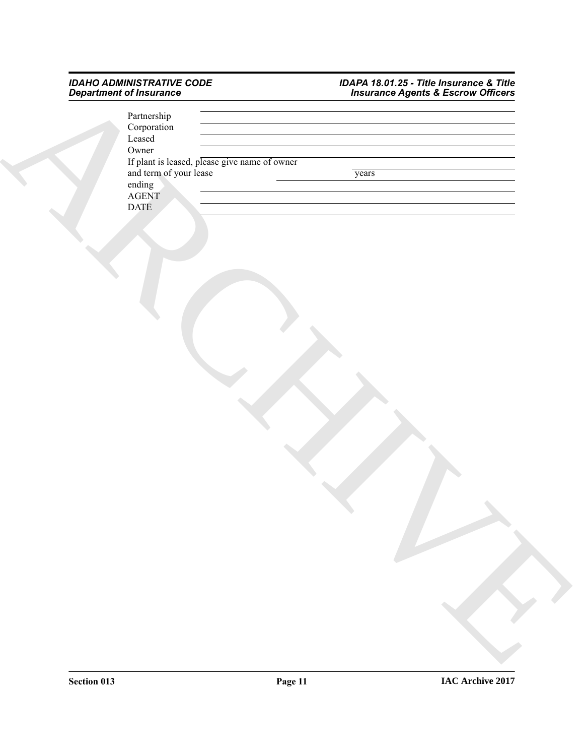Partnership ______________________________

Corporation ______________________________

Leased ______________________________

Owner ______________________________

If plant is leased, please give name of owner ______________________________

and term of your lease ______________ years ______________

ending ______________________________

AGENT ______________________________

DATE ______________________________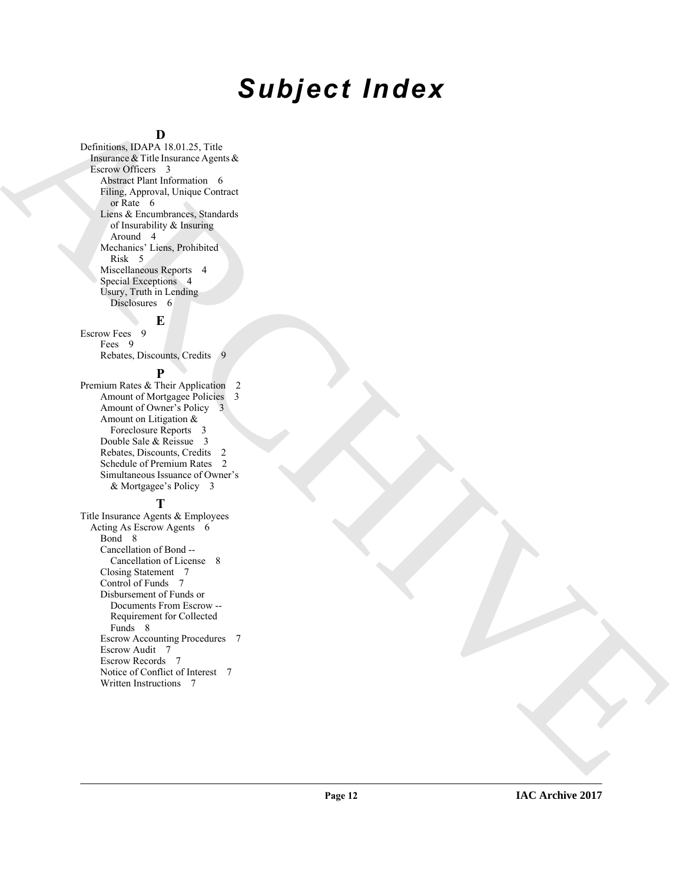# Subject Index

## D

Definitions, IDAPA 18.01.25, Title Insurance & Title Insurance Agents & Escrow Officers 3
- Abstract Plant Information 6
- Filing, Approval, Unique Contract or Rate 6
- Liens & Encumbrances, Standards of Insurability & Insuring Around 4
- Mechanics' Liens, Prohibited Risk 5
- Miscellaneous Reports 4
- Special Exceptions 4
- Usury, Truth in Lending Disclosures 6

## E

Escrow Fees 9
- Fees 9
- Rebates, Discounts, Credits 9

## P

Premium Rates & Their Application 2
- Amount of Mortgagee Policies 3
- Amount of Owner's Policy 3
- Amount on Litigation & Foreclosure Reports 3
- Double Sale & Reissue 3
- Rebates, Discounts, Credits 2
- Schedule of Premium Rates 2
- Simultaneous Issuance of Owner's & Mortgagee's Policy 3

## T

Title Insurance Agents & Employees Acting As Escrow Agents 6
- Bond 8
- Cancellation of Bond -- Cancellation of License 8
- Closing Statement 7
- Control of Funds 7
- Disbursement of Funds or Documents From Escrow -- Requirement for Collected Funds 8
- Escrow Accounting Procedures 7
- Escrow Audit 7
- Escrow Records 7
- Notice of Conflict of Interest 7
- Written Instructions 7